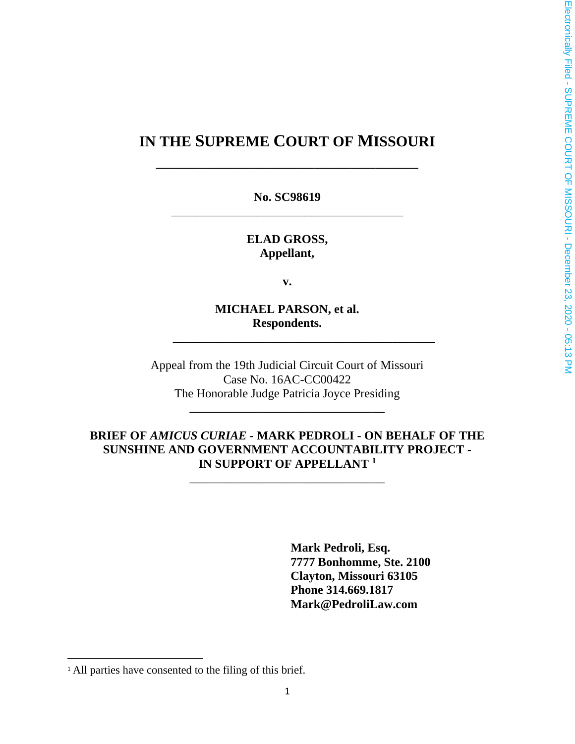# IN THE SUPREME COURT OF MISSOURI

**No. SC98619**

**ELAD GROSS,**
**Appellant,**

**v.**

**MICHAEL PARSON, et al.**
**Respondents.**

Appeal from the 19th Judicial Circuit Court of Missouri
Case No. 16AC-CC00422
The Honorable Judge Patricia Joyce Presiding

**BRIEF OF *AMICUS CURIAE* - MARK PEDROLI - ON BEHALF OF THE SUNSHINE AND GOVERNMENT ACCOUNTABILITY PROJECT - IN SUPPORT OF APPELLANT [1]**

**Mark Pedroli, Esq.**
**7777 Bonhomme, Ste. 2100**
**Clayton, Missouri 63105**
**Phone 314.669.1817**
**Mark@PedroliLaw.com**

[1] All parties have consented to the filing of this brief.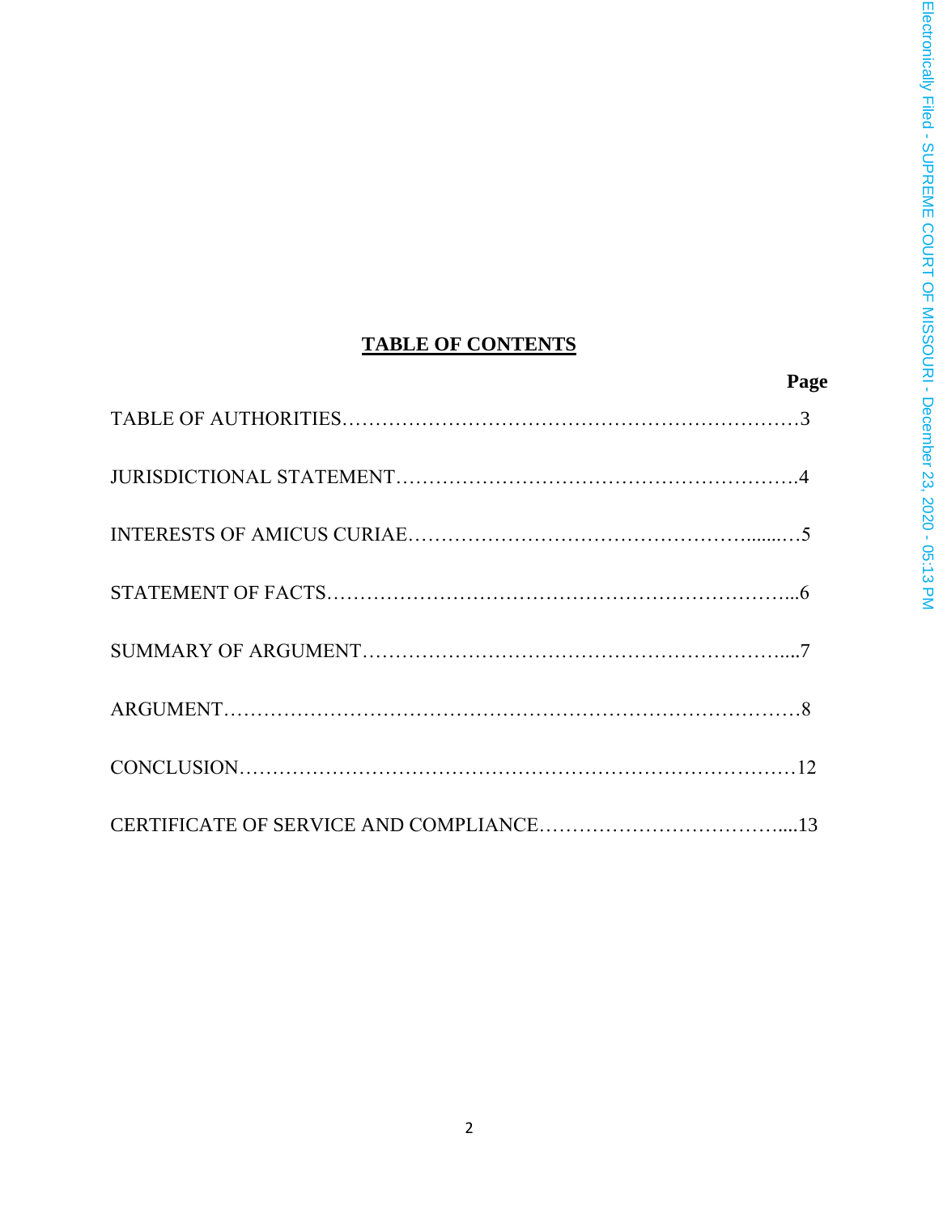## TABLE OF CONTENTS

| | Page |
|---|---|
| TABLE OF AUTHORITIES | 3 |
| JURISDICTIONAL STATEMENT | 4 |
| INTERESTS OF AMICUS CURIAE | 5 |
| STATEMENT OF FACTS | 6 |
| SUMMARY OF ARGUMENT | 7 |
| ARGUMENT | 8 |
| CONCLUSION | 12 |
| CERTIFICATE OF SERVICE AND COMPLIANCE | 13 |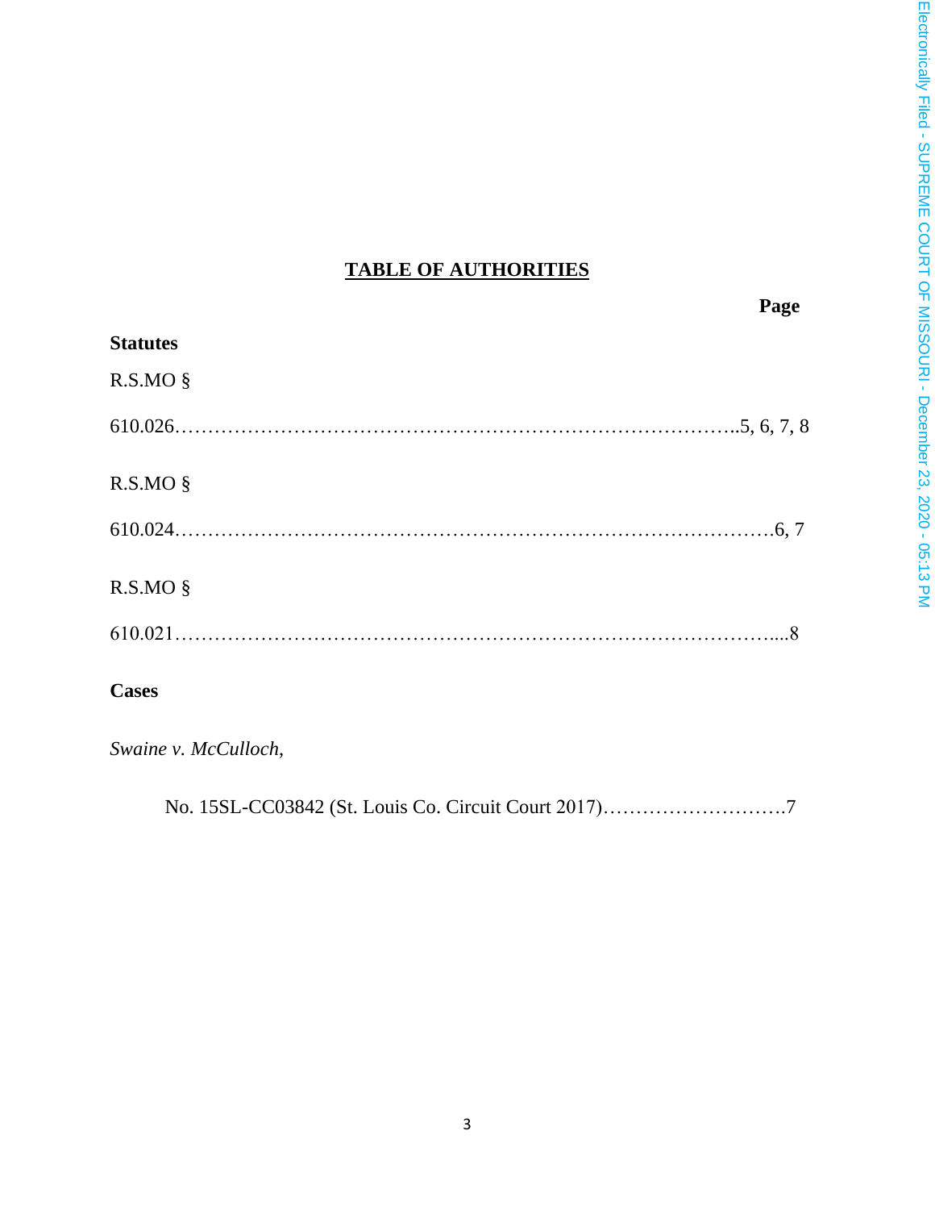# TABLE OF AUTHORITIES

**Page**

**Statutes**

R.S.MO §

610.026……………………………………………………………………..5, 6, 7, 8

R.S.MO §

610.024…………………………………………………………….……………6, 7

R.S.MO §

610.021…………………………………………………………………………....8

**Cases**

*Swaine v. McCulloch*,

No. 15SL-CC03842 (St. Louis Co. Circuit Court 2017)……………………….7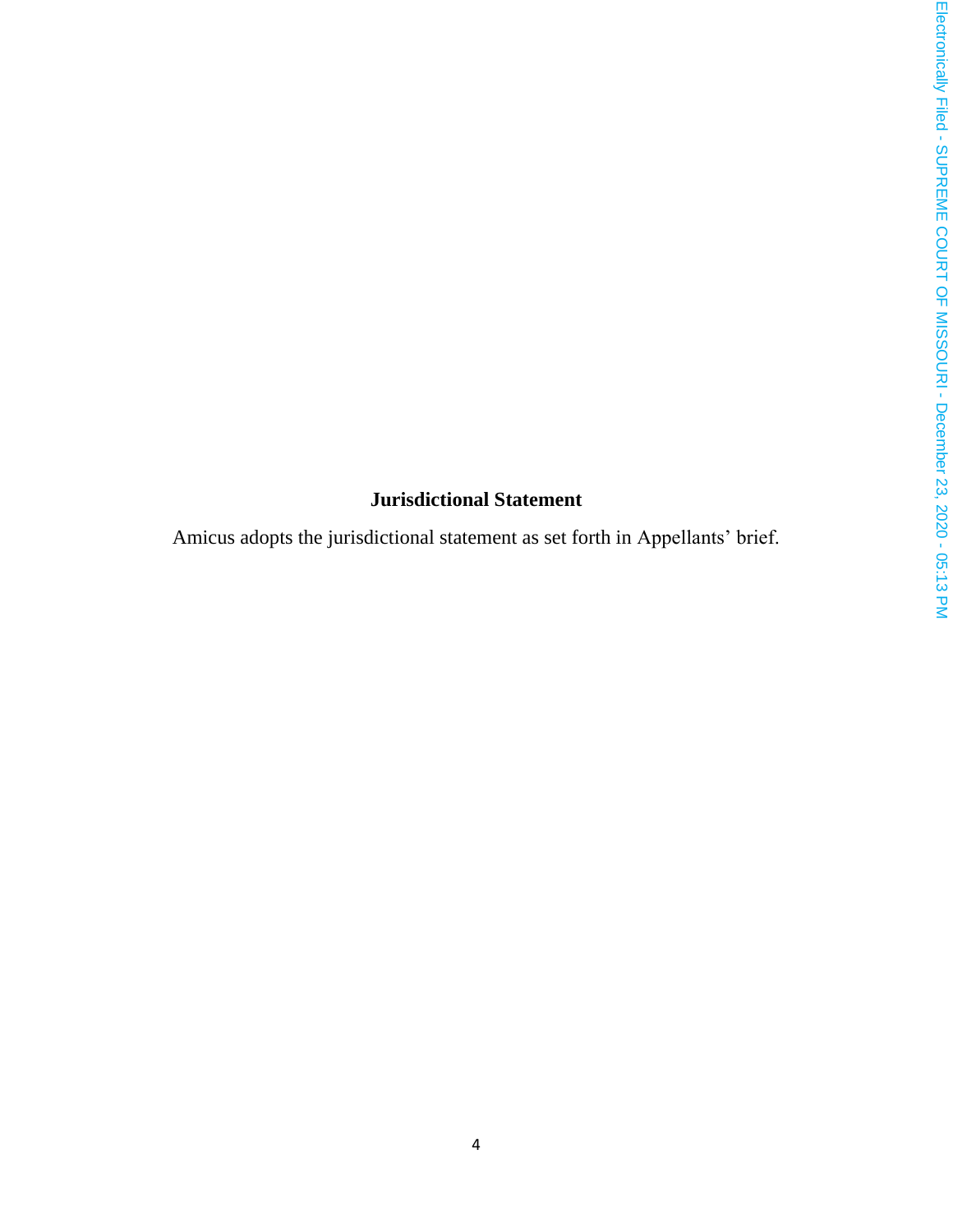## Jurisdictional Statement

Amicus adopts the jurisdictional statement as set forth in Appellants' brief.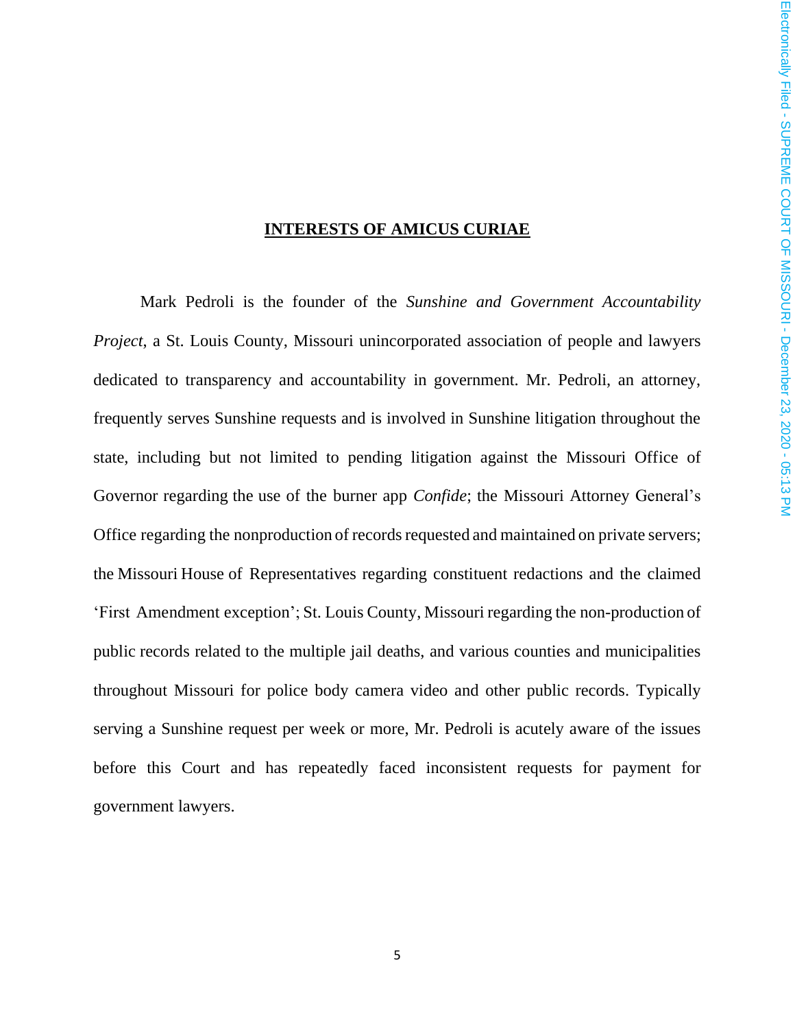## INTERESTS OF AMICUS CURIAE

Mark Pedroli is the founder of the *Sunshine and Government Accountability Project*, a St. Louis County, Missouri unincorporated association of people and lawyers dedicated to transparency and accountability in government. Mr. Pedroli, an attorney, frequently serves Sunshine requests and is involved in Sunshine litigation throughout the state, including but not limited to pending litigation against the Missouri Office of Governor regarding the use of the burner app *Confide*; the Missouri Attorney General's Office regarding the nonproduction of records requested and maintained on private servers; the Missouri House of Representatives regarding constituent redactions and the claimed 'First Amendment exception'; St. Louis County, Missouri regarding the non-production of public records related to the multiple jail deaths, and various counties and municipalities throughout Missouri for police body camera video and other public records. Typically serving a Sunshine request per week or more, Mr. Pedroli is acutely aware of the issues before this Court and has repeatedly faced inconsistent requests for payment for government lawyers.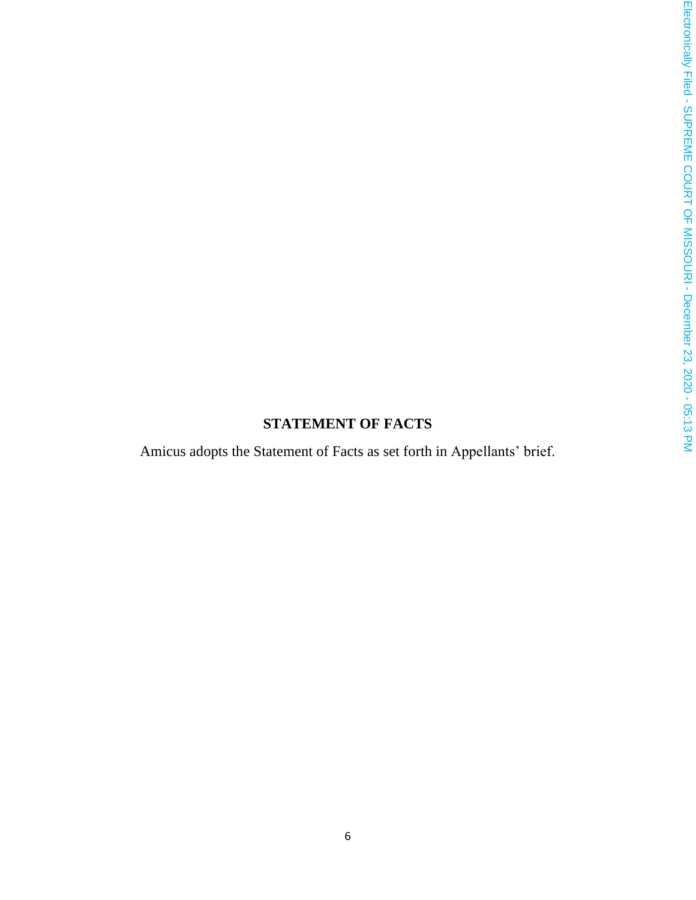## STATEMENT OF FACTS

Amicus adopts the Statement of Facts as set forth in Appellants' brief.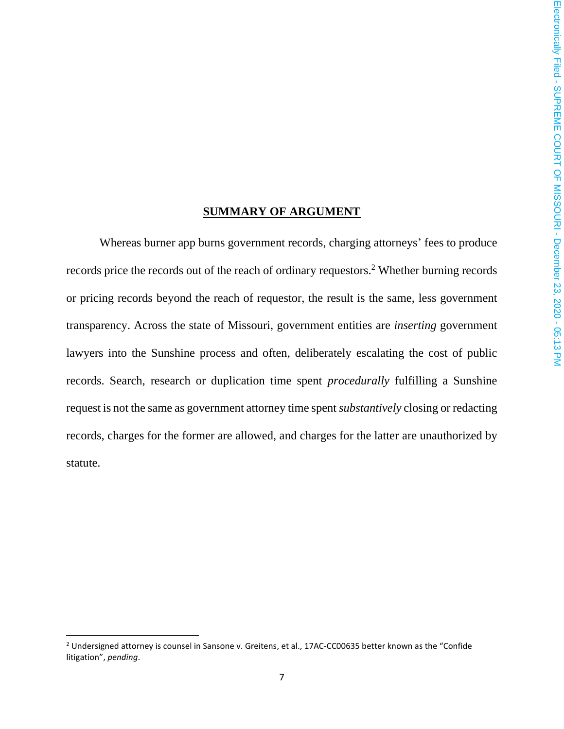## SUMMARY OF ARGUMENT

Whereas burner app burns government records, charging attorneys' fees to produce records price the records out of the reach of ordinary requestors.[2] Whether burning records or pricing records beyond the reach of requestor, the result is the same, less government transparency. Across the state of Missouri, government entities are *inserting* government lawyers into the Sunshine process and often, deliberately escalating the cost of public records. Search, research or duplication time spent *procedurally* fulfilling a Sunshine request is not the same as government attorney time spent *substantively* closing or redacting records, charges for the former are allowed, and charges for the latter are unauthorized by statute.

[2] Undersigned attorney is counsel in Sansone v. Greitens, et al., 17AC-CC00635 better known as the "Confide litigation", *pending*.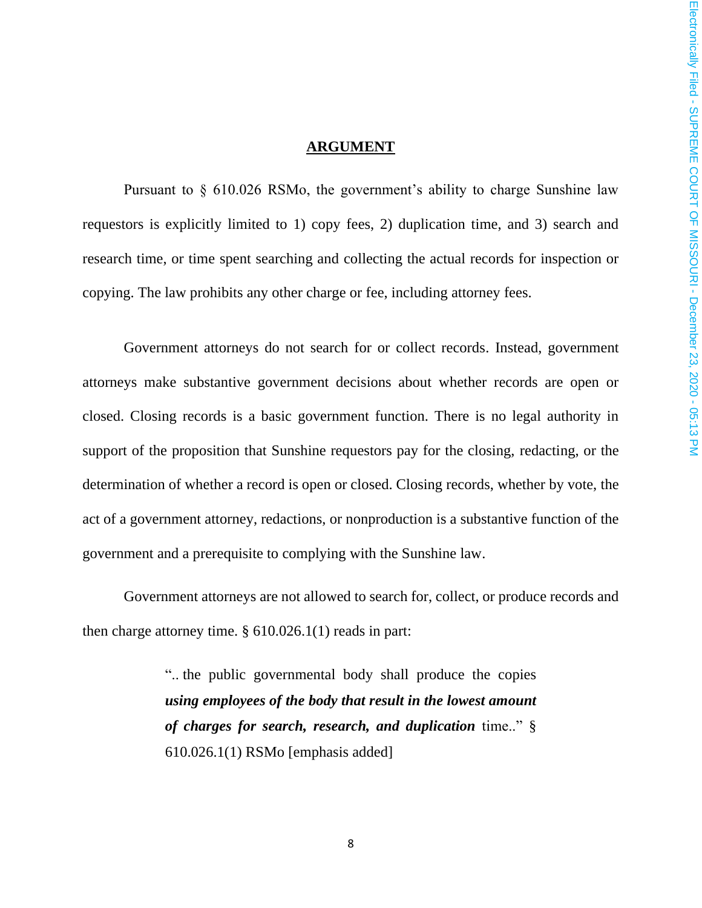## ARGUMENT

Pursuant to § 610.026 RSMo, the government's ability to charge Sunshine law requestors is explicitly limited to 1) copy fees, 2) duplication time, and 3) search and research time, or time spent searching and collecting the actual records for inspection or copying. The law prohibits any other charge or fee, including attorney fees.

Government attorneys do not search for or collect records. Instead, government attorneys make substantive government decisions about whether records are open or closed. Closing records is a basic government function. There is no legal authority in support of the proposition that Sunshine requestors pay for the closing, redacting, or the determination of whether a record is open or closed. Closing records, whether by vote, the act of a government attorney, redactions, or nonproduction is a substantive function of the government and a prerequisite to complying with the Sunshine law.

Government attorneys are not allowed to search for, collect, or produce records and then charge attorney time. § 610.026.1(1) reads in part:

> ".. the public governmental body shall produce the copies ***using employees of the body that result in the lowest amount of charges for search, research, and duplication*** time.." § 610.026.1(1) RSMo [emphasis added]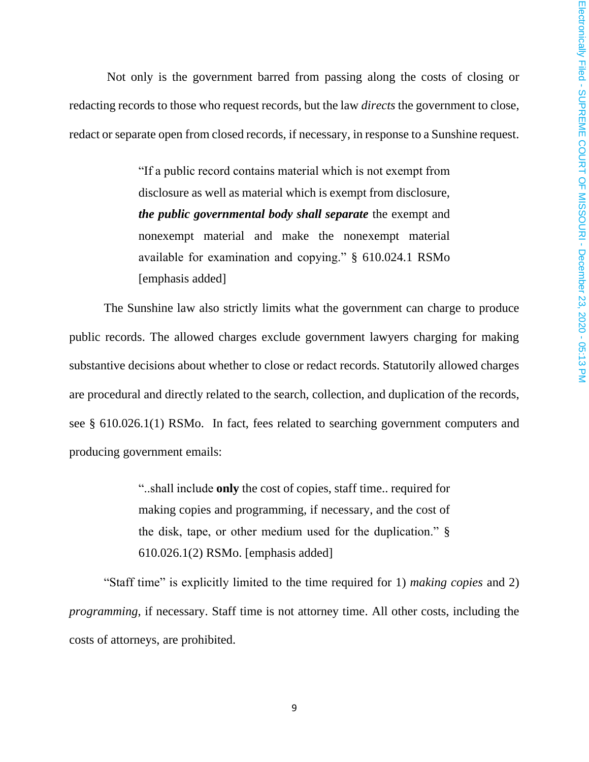Not only is the government barred from passing along the costs of closing or redacting records to those who request records, but the law *directs* the government to close, redact or separate open from closed records, if necessary, in response to a Sunshine request.

> "If a public record contains material which is not exempt from disclosure as well as material which is exempt from disclosure, ***the public governmental body shall separate*** the exempt and nonexempt material and make the nonexempt material available for examination and copying." § 610.024.1 RSMo [emphasis added]

The Sunshine law also strictly limits what the government can charge to produce public records. The allowed charges exclude government lawyers charging for making substantive decisions about whether to close or redact records. Statutorily allowed charges are procedural and directly related to the search, collection, and duplication of the records, see § 610.026.1(1) RSMo. In fact, fees related to searching government computers and producing government emails:

> "..shall include **only** the cost of copies, staff time.. required for making copies and programming, if necessary, and the cost of the disk, tape, or other medium used for the duplication." § 610.026.1(2) RSMo. [emphasis added]

"Staff time" is explicitly limited to the time required for 1) *making copies* and 2) *programming*, if necessary. Staff time is not attorney time. All other costs, including the costs of attorneys, are prohibited.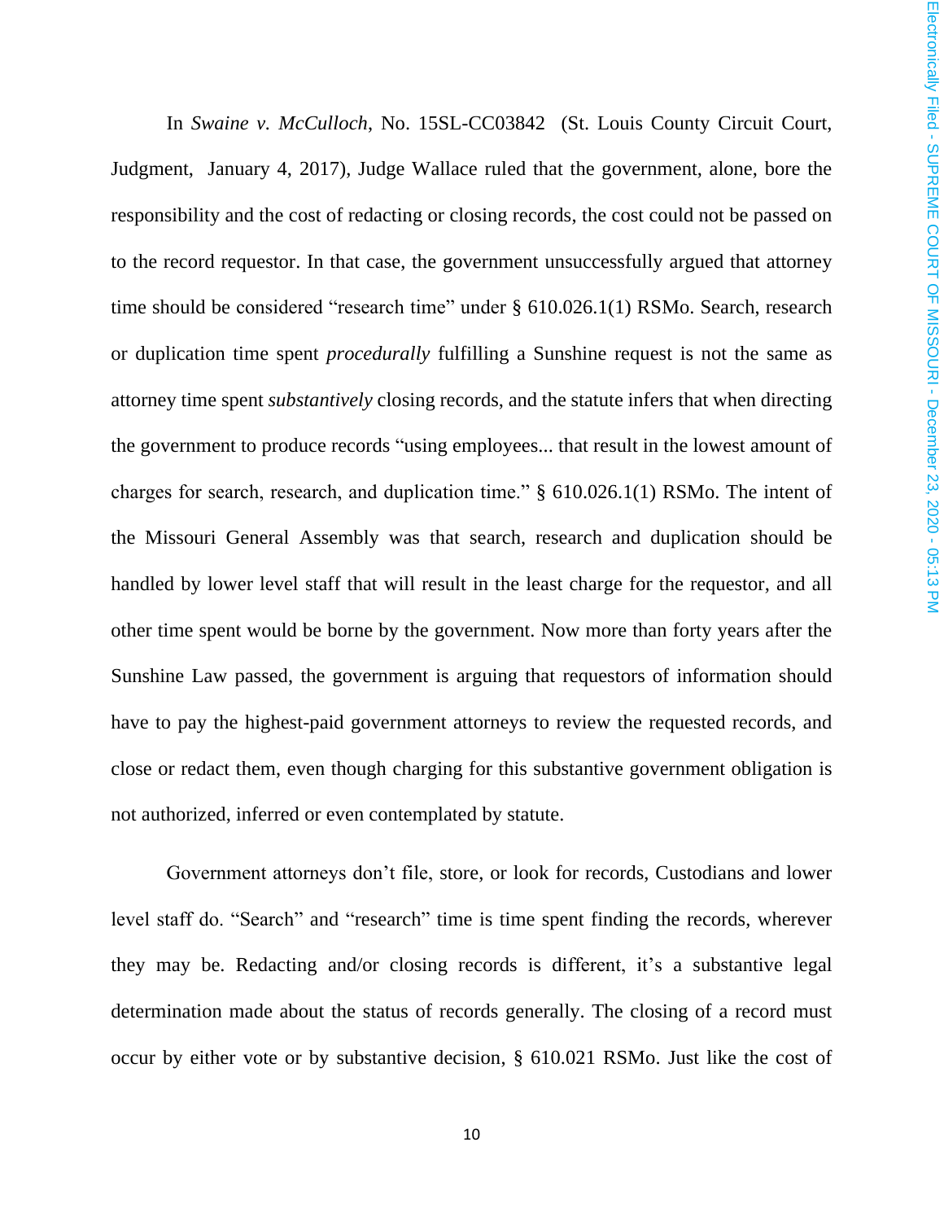In *Swaine v. McCulloch*, No. 15SL-CC03842 (St. Louis County Circuit Court, Judgment, January 4, 2017), Judge Wallace ruled that the government, alone, bore the responsibility and the cost of redacting or closing records, the cost could not be passed on to the record requestor. In that case, the government unsuccessfully argued that attorney time should be considered "research time" under § 610.026.1(1) RSMo. Search, research or duplication time spent *procedurally* fulfilling a Sunshine request is not the same as attorney time spent *substantively* closing records, and the statute infers that when directing the government to produce records "using employees... that result in the lowest amount of charges for search, research, and duplication time." § 610.026.1(1) RSMo. The intent of the Missouri General Assembly was that search, research and duplication should be handled by lower level staff that will result in the least charge for the requestor, and all other time spent would be borne by the government. Now more than forty years after the Sunshine Law passed, the government is arguing that requestors of information should have to pay the highest-paid government attorneys to review the requested records, and close or redact them, even though charging for this substantive government obligation is not authorized, inferred or even contemplated by statute.

Government attorneys don't file, store, or look for records, Custodians and lower level staff do. "Search" and "research" time is time spent finding the records, wherever they may be. Redacting and/or closing records is different, it's a substantive legal determination made about the status of records generally. The closing of a record must occur by either vote or by substantive decision, § 610.021 RSMo. Just like the cost of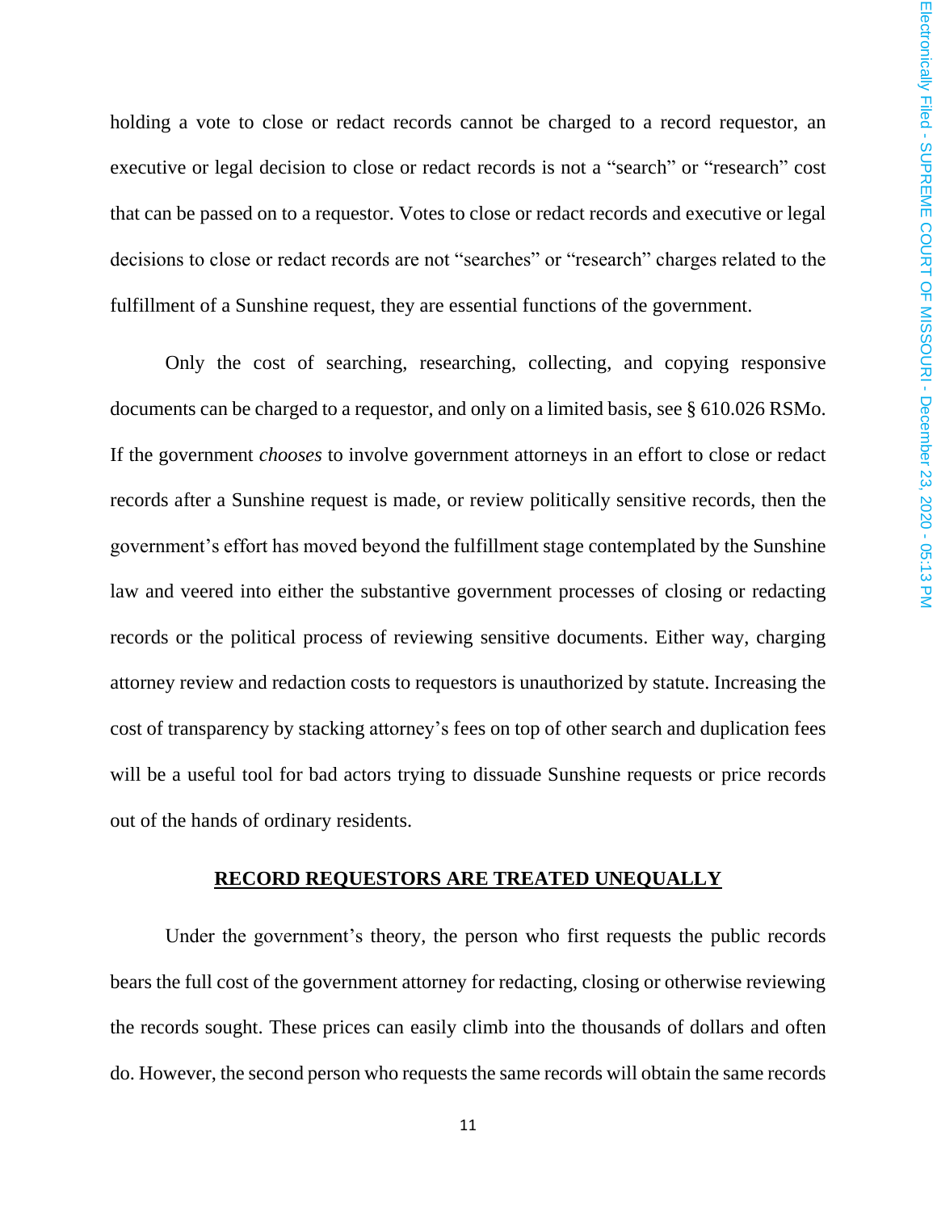holding a vote to close or redact records cannot be charged to a record requestor, an executive or legal decision to close or redact records is not a "search" or "research" cost that can be passed on to a requestor. Votes to close or redact records and executive or legal decisions to close or redact records are not "searches" or "research" charges related to the fulfillment of a Sunshine request, they are essential functions of the government.

Only the cost of searching, researching, collecting, and copying responsive documents can be charged to a requestor, and only on a limited basis, see § 610.026 RSMo. If the government *chooses* to involve government attorneys in an effort to close or redact records after a Sunshine request is made, or review politically sensitive records, then the government's effort has moved beyond the fulfillment stage contemplated by the Sunshine law and veered into either the substantive government processes of closing or redacting records or the political process of reviewing sensitive documents. Either way, charging attorney review and redaction costs to requestors is unauthorized by statute. Increasing the cost of transparency by stacking attorney's fees on top of other search and duplication fees will be a useful tool for bad actors trying to dissuade Sunshine requests or price records out of the hands of ordinary residents.

## <u>RECORD REQUESTORS ARE TREATED UNEQUALLY</u>

Under the government's theory, the person who first requests the public records bears the full cost of the government attorney for redacting, closing or otherwise reviewing the records sought. These prices can easily climb into the thousands of dollars and often do. However, the second person who requests the same records will obtain the same records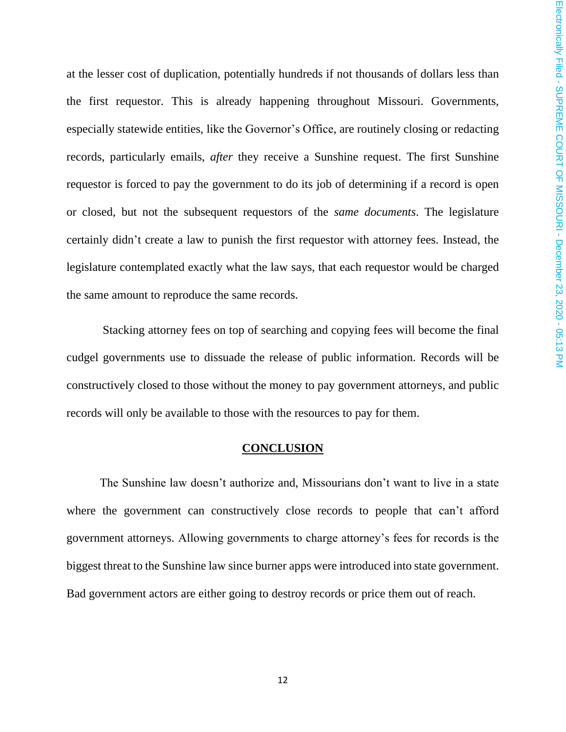at the lesser cost of duplication, potentially hundreds if not thousands of dollars less than the first requestor. This is already happening throughout Missouri. Governments, especially statewide entities, like the Governor's Office, are routinely closing or redacting records, particularly emails, *after* they receive a Sunshine request. The first Sunshine requestor is forced to pay the government to do its job of determining if a record is open or closed, but not the subsequent requestors of the *same documents*. The legislature certainly didn't create a law to punish the first requestor with attorney fees. Instead, the legislature contemplated exactly what the law says, that each requestor would be charged the same amount to reproduce the same records.

Stacking attorney fees on top of searching and copying fees will become the final cudgel governments use to dissuade the release of public information. Records will be constructively closed to those without the money to pay government attorneys, and public records will only be available to those with the resources to pay for them.

## CONCLUSION

The Sunshine law doesn't authorize and, Missourians don't want to live in a state where the government can constructively close records to people that can't afford government attorneys. Allowing governments to charge attorney's fees for records is the biggest threat to the Sunshine law since burner apps were introduced into state government. Bad government actors are either going to destroy records or price them out of reach.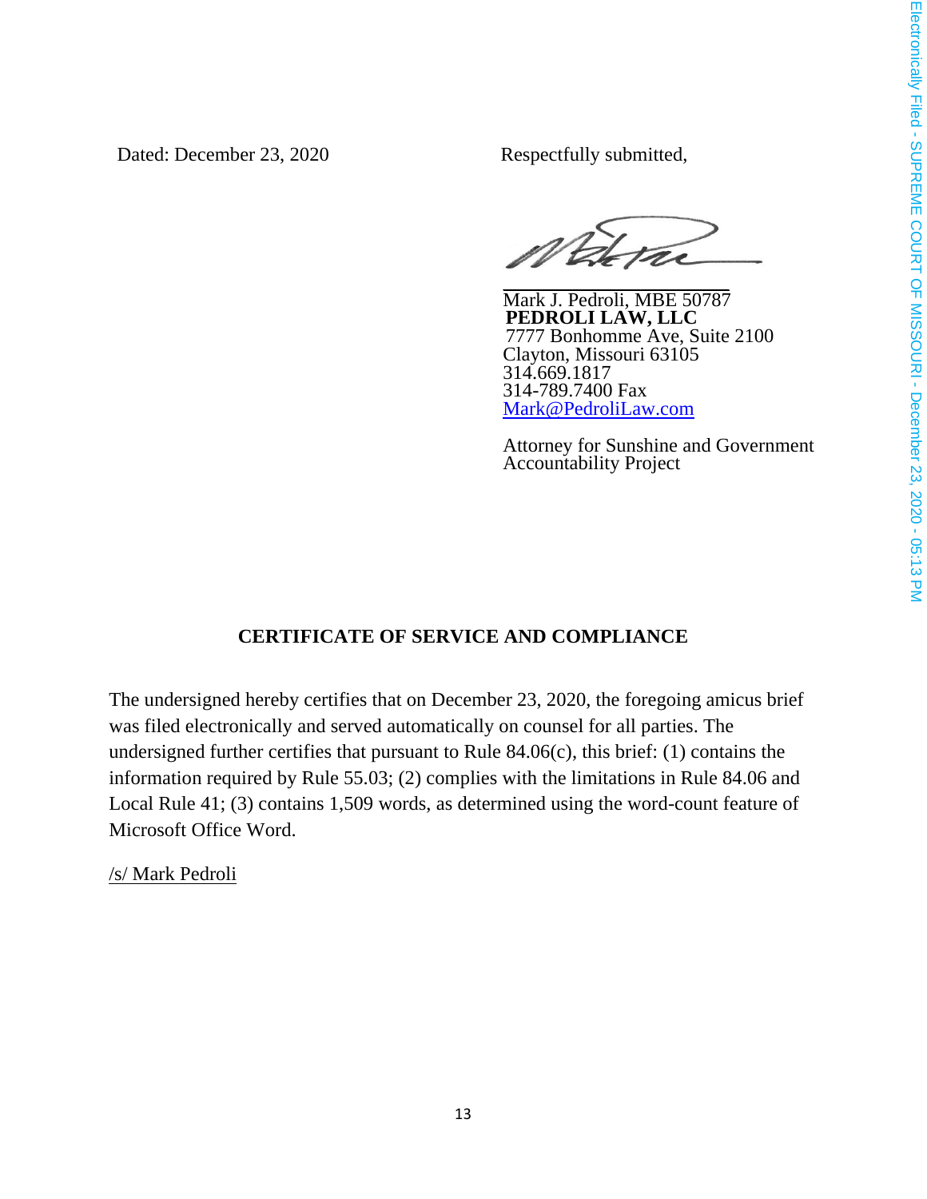Dated: December 23, 2020

Respectfully submitted,

Mark J. Pedroli, MBE 50787
**PEDROLI LAW, LLC**
7777 Bonhomme Ave, Suite 2100
Clayton, Missouri 63105
314.669.1817
314-789.7400 Fax
Mark@PedroliLaw.com

Attorney for Sunshine and Government Accountability Project

## CERTIFICATE OF SERVICE AND COMPLIANCE

The undersigned hereby certifies that on December 23, 2020, the foregoing amicus brief was filed electronically and served automatically on counsel for all parties. The undersigned further certifies that pursuant to Rule 84.06(c), this brief: (1) contains the information required by Rule 55.03; (2) complies with the limitations in Rule 84.06 and Local Rule 41; (3) contains 1,509 words, as determined using the word-count feature of Microsoft Office Word.

/s/ Mark Pedroli